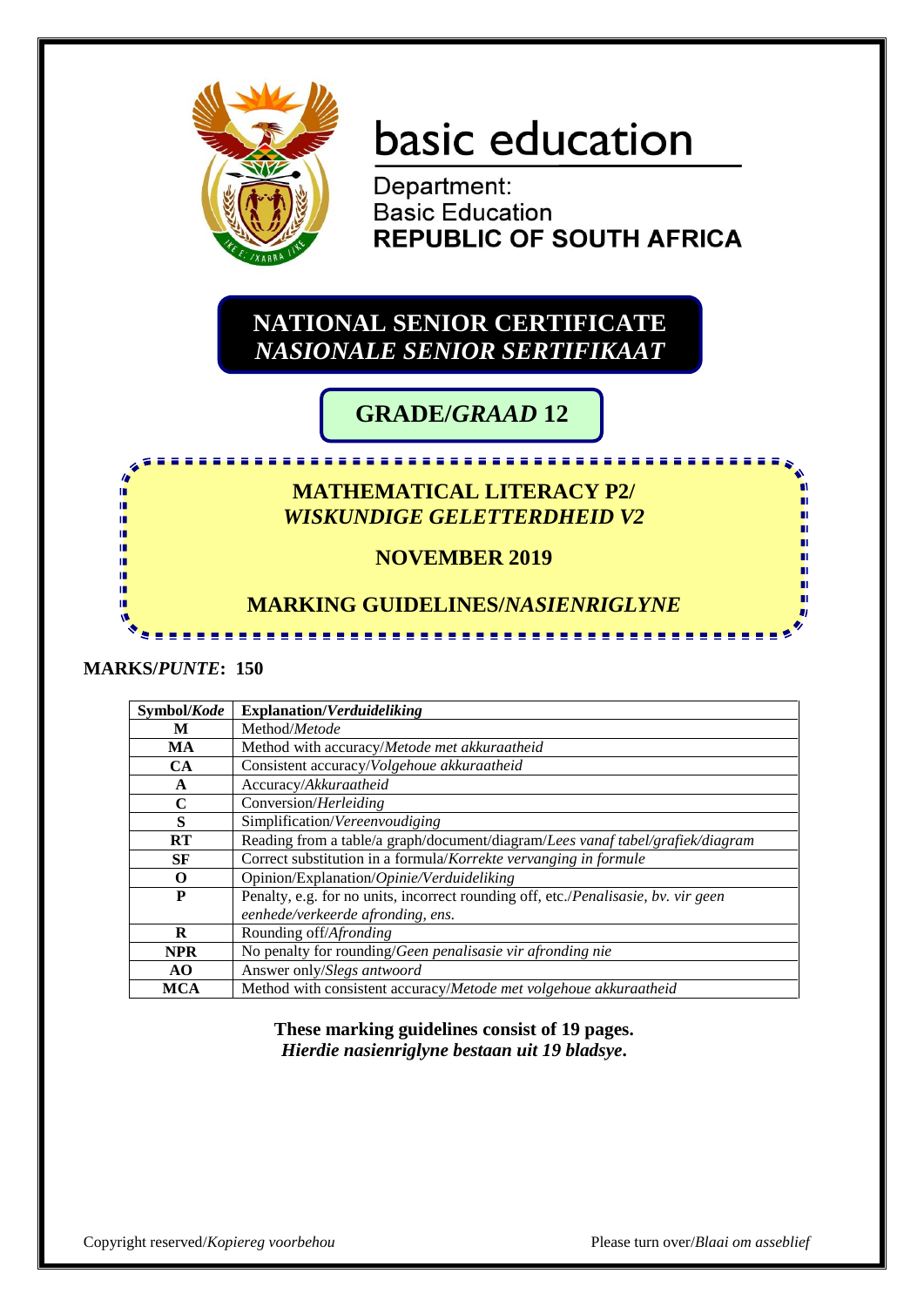basic education

Department:
Basic Education
**REPUBLIC OF SOUTH AFRICA**

# NATIONAL SENIOR CERTIFICATE
# *NASIONALE SENIOR SERTIFIKAAT*

## GRADE/*GRAAD* 12

## MATHEMATICAL LITERACY P2/
## *WISKUNDIGE GELETTERDHEID V2*

## NOVEMBER 2019

## MARKING GUIDELINES/*NASIENRIGLYNE*

**MARKS/*PUNTE*: 150**

| Symbol/*Kode* | Explanation/*Verduideliking* |
|---|---|
| **M** | Method/*Metode* |
| **MA** | Method with accuracy/*Metode met akkuraatheid* |
| **CA** | Consistent accuracy/*Volgehoue akkuraatheid* |
| **A** | Accuracy/*Akkuraatheid* |
| **C** | Conversion/*Herleiding* |
| **S** | Simplification/*Vereenvoudiging* |
| **RT** | Reading from a table/a graph/document/diagram/*Lees vanaf tabel/grafiek/diagram* |
| **SF** | Correct substitution in a formula/*Korrekte vervanging in formule* |
| **O** | Opinion/Explanation/*Opinie/Verduideliking* |
| **P** | Penalty, e.g. for no units, incorrect rounding off, etc./*Penalisasie, bv. vir geen eenhede/verkeerde afronding, ens.* |
| **R** | Rounding off/*Afronding* |
| **NPR** | No penalty for rounding/*Geen penalisasie vir afronding nie* |
| **AO** | Answer only/*Slegs antwoord* |
| **MCA** | Method with consistent accuracy/*Metode met volgehoue akkuraatheid* |

**These marking guidelines consist of 19 pages.**
***Hierdie nasienriglyne bestaan uit 19 bladsye.***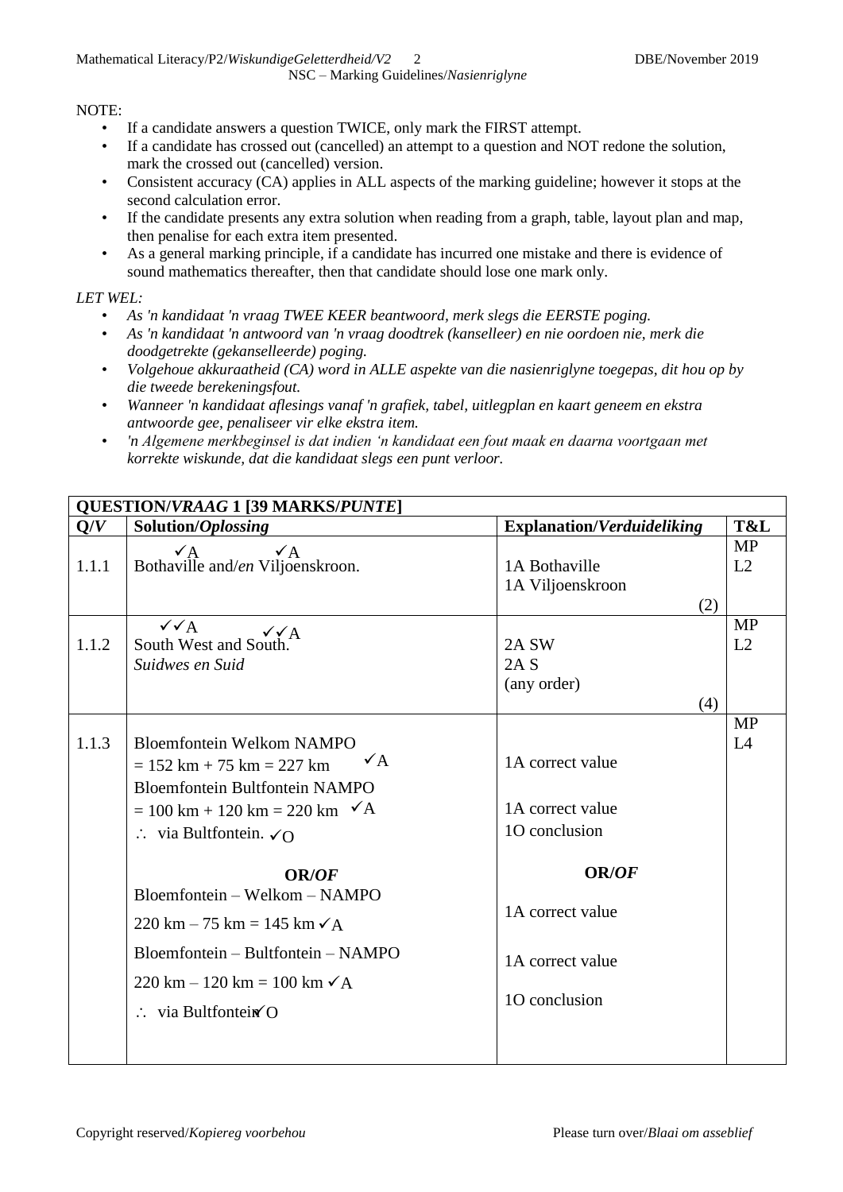NOTE:

- If a candidate answers a question TWICE, only mark the FIRST attempt.
- If a candidate has crossed out (cancelled) an attempt to a question and NOT redone the solution, mark the crossed out (cancelled) version.
- Consistent accuracy (CA) applies in ALL aspects of the marking guideline; however it stops at the second calculation error.
- If the candidate presents any extra solution when reading from a graph, table, layout plan and map, then penalise for each extra item presented.
- As a general marking principle, if a candidate has incurred one mistake and there is evidence of sound mathematics thereafter, then that candidate should lose one mark only.

*LET WEL:*

- *As 'n kandidaat 'n vraag TWEE KEER beantwoord, merk slegs die EERSTE poging.*
- *As 'n kandidaat 'n antwoord van 'n vraag doodtrek (kanselleer) en nie oordoen nie, merk die doodgetrekte (gekanselleerde) poging.*
- *Volgehoue akkuraatheid (CA) word in ALLE aspekte van die nasienriglyne toegepas, dit hou op by die tweede berekeningsfout.*
- *Wanneer 'n kandidaat aflesings vanaf 'n grafiek, tabel, uitlegplan en kaart geneem en ekstra antwoorde gee, penaliseer vir elke ekstra item.*
- *'n Algemene merkbeginsel is dat indien 'n kandidaat een fout maak en daarna voortgaan met korrekte wiskunde, dat die kandidaat slegs een punt verloor.*

| **QUESTION/*VRAAG* 1 [39 MARKS/*PUNTE*]** | | | |
|---|---|---|---|
| **Q/*V*** | **Solution/*Oplossing*** | **Explanation/*Verduideliking*** | **T&L** |
| 1.1.1 | ✓A Bothaville and/*en* ✓A Viljoenskroon. | 1A Bothaville<br>1A Viljoenskroon<br>(2) | MP<br>L2 |
| 1.1.2 | ✓✓A South West and ✓✓A South.<br>*Suidwes en Suid* | 2A SW<br>2A S<br>(any order)<br>(4) | MP<br>L2 |
| 1.1.3 | Bloemfontein Welkom NAMPO<br>= 152 km + 75 km = 227 km ✓A<br>Bloemfontein Bultfontein NAMPO<br>= 100 km + 120 km = 220 km ✓A<br>$\therefore$ via Bultfontein. ✓O<br><br>**OR/*OF***<br>Bloemfontein – Welkom – NAMPO<br>220 km – 75 km = 145 km ✓A<br>Bloemfontein – Bultfontein – NAMPO<br>220 km – 120 km = 100 km ✓A<br>$\therefore$ via Bultfontein ✓O | 1A correct value<br><br>1A correct value<br>1O conclusion<br><br>**OR/*OF***<br><br>1A correct value<br><br>1A correct value<br><br>1O conclusion | MP<br>L4 |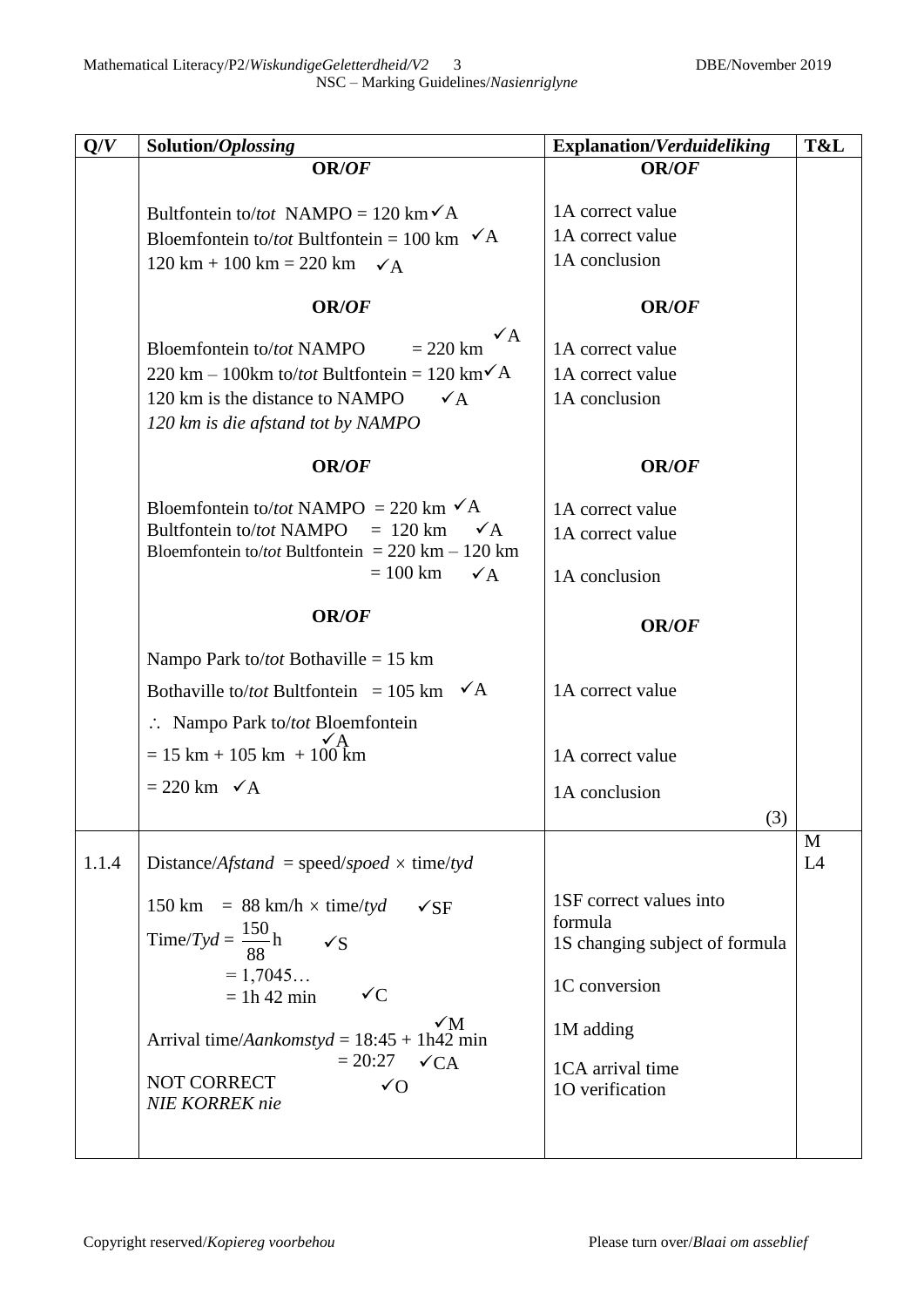| Q/*V* | Solution/*Oplossing* | Explanation/*Verduideliking* | T&L |
|---|---|---|---|
| | **OR/*OF*** | **OR/*OF*** | |
| | Bultfontein to/*tot* NAMPO = 120 km ✓A<br>Bloemfontein to/*tot* Bultfontein = 100 km ✓A<br>120 km + 100 km = 220 km ✓A | 1A correct value<br>1A correct value<br>1A conclusion | |
| | **OR/*OF*** | **OR/*OF*** | |
| | Bloemfontein to/*tot* NAMPO = 220 km ✓A<br>220 km – 100km to/*tot* Bultfontein = 120 km ✓A<br>120 km is the distance to NAMPO ✓A<br>*120 km is die afstand tot by NAMPO* | 1A correct value<br>1A correct value<br>1A conclusion | |
| | **OR/*OF*** | **OR/*OF*** | |
| | Bloemfontein to/*tot* NAMPO = 220 km ✓A<br>Bultfontein to/*tot* NAMPO = 120 km ✓A<br>Bloemfontein to/*tot* Bultfontein = 220 km – 120 km<br>= 100 km ✓A | 1A correct value<br>1A correct value<br>1A conclusion | |
| | **OR/*OF*** | **OR/*OF*** | |
| | Nampo Park to/*tot* Bothaville = 15 km<br>Bothaville to/*tot* Bultfontein = 105 km ✓A<br>$\therefore$ Nampo Park to/*tot* Bloemfontein<br>= 15 km + 105 km + 100 km ✓A<br>= 220 km ✓A | 1A correct value<br>1A correct value<br>1A conclusion<br>(3) | |
| 1.1.4 | Distance/*Afstand* = speed/*spoed* × time/*tyd*<br>150 km = 88 km/h × time/*tyd* ✓SF<br>Time/*Tyd* = $\frac{150}{88}$ h ✓S<br>= 1,7045…<br>= 1h 42 min ✓C<br>Arrival time/*Aankomstyd* = 18:45 + 1h42 min ✓M<br>= 20:27 ✓CA<br>NOT CORRECT ✓O<br>*NIE KORREK nie* | 1SF correct values into formula<br>1S changing subject of formula<br>1C conversion<br>1M adding<br>1CA arrival time<br>1O verification | M<br>L4 |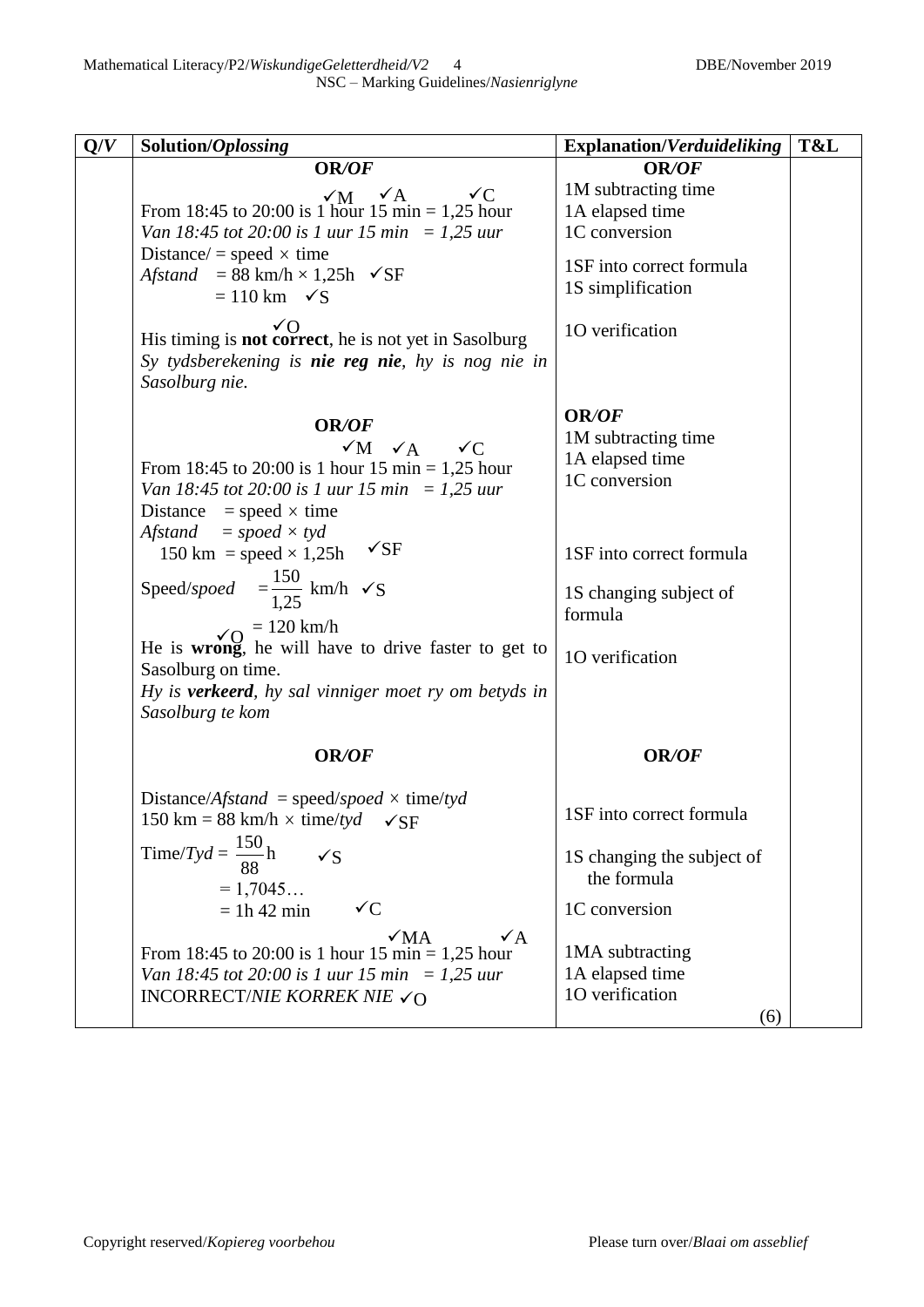| Q/*V* | Solution/*Oplossing* | Explanation/*Verduideliking* | T&L |
|---|---|---|---|
| | **OR/*OF***<br>From 18:45 to 20:00 is 1 hour 15 min = 1,25 hour ✓M ✓A ✓C<br>*Van 18:45 tot 20:00 is 1 uur 15 min = 1,25 uur*<br>Distance/ = speed × time<br>*Afstand* = 88 km/h × 1,25h ✓SF<br>= 110 km ✓S<br>His timing is **not correct**, he is not yet in Sasolburg ✓O<br>*Sy tydsberekening is **nie reg nie**, hy is nog nie in Sasolburg nie.* | **OR/*OF***<br>1M subtracting time<br>1A elapsed time<br>1C conversion<br>1SF into correct formula<br>1S simplification<br>1O verification | |
| | **OR/*OF***<br>From 18:45 to 20:00 is 1 hour 15 min = 1,25 hour ✓M ✓A ✓C<br>*Van 18:45 tot 20:00 is 1 uur 15 min = 1,25 uur*<br>Distance = speed × time<br>*Afstand = spoed × tyd*<br>150 km = speed × 1,25h ✓SF<br>Speed/*spoed* $= \frac{150}{1,25}$ km/h ✓S<br>= 120 km/h<br>He is **wrong**, he will have to drive faster to get to Sasolburg on time. ✓O<br>*Hy is **verkeerd**, hy sal vinniger moet ry om betyds in Sasolburg te kom* | **OR/*OF***<br>1M subtracting time<br>1A elapsed time<br>1C conversion<br>1SF into correct formula<br>1S changing subject of formula<br>1O verification | |
| | **OR/*OF***<br>Distance/*Afstand* = speed/*spoed* × time/*tyd*<br>150 km = 88 km/h × time/*tyd* ✓SF<br>Time/*Tyd* = $\frac{150}{88}$h ✓S<br>= 1,7045…<br>= 1h 42 min ✓C<br>From 18:45 to 20:00 is 1 hour 15 min = 1,25 hour ✓MA ✓A<br>*Van 18:45 tot 20:00 is 1 uur 15 min = 1,25 uur*<br>INCORRECT/*NIE KORREK NIE* ✓O | **OR/*OF***<br>1SF into correct formula<br>1S changing the subject of the formula<br>1C conversion<br>1MA subtracting<br>1A elapsed time<br>1O verification<br>(6) | |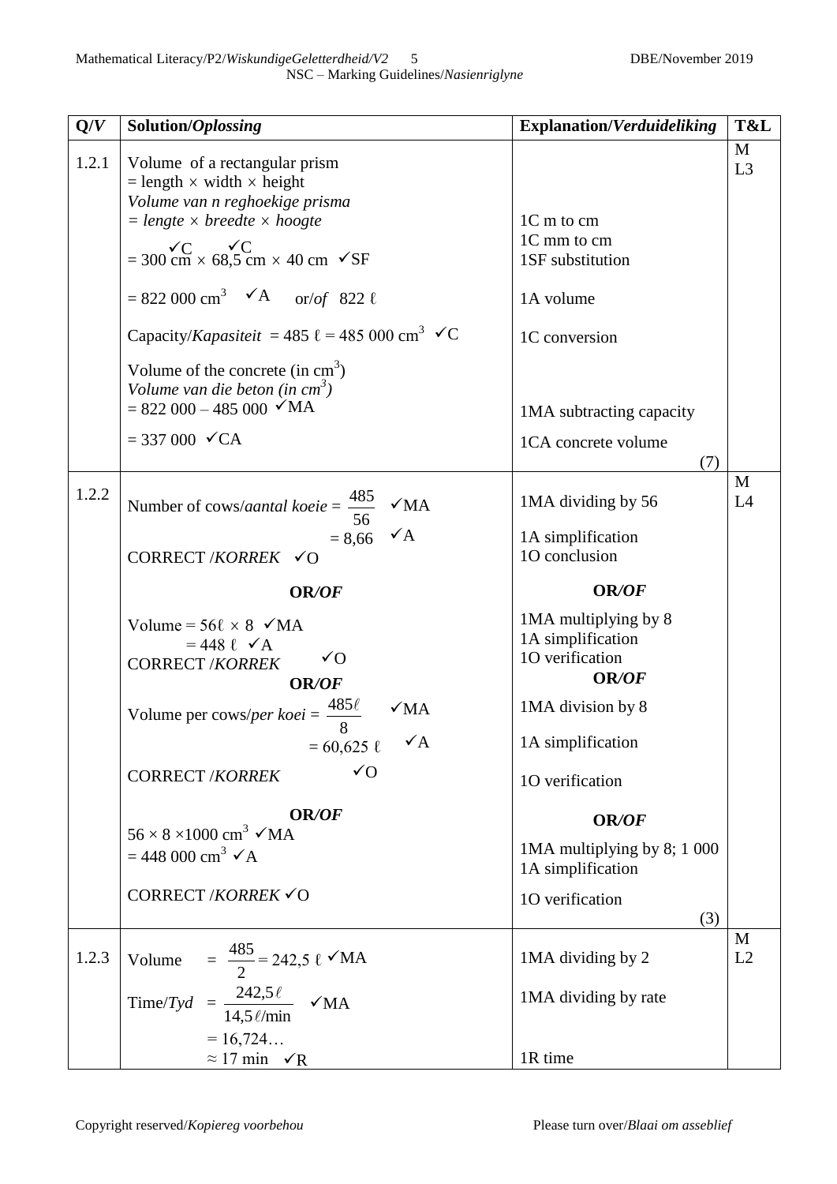| Q/*V* | Solution/*Oplossing* | Explanation/*Verduideliking* | T&L |
|---|---|---|---|
| 1.2.1 | Volume of a rectangular prism = length × width × height<br>*Volume van n reghoekige prisma = lengte × breedte × hoogte*<br>= 300 cm ✓C × 68,5 cm ✓C × 40 cm ✓SF<br>= 822 000 cm$^3$ ✓A or/*of* 822 ℓ<br>Capacity/*Kapasiteit* = 485 ℓ = 485 000 cm$^3$ ✓C<br>Volume of the concrete (in cm$^3$)<br>*Volume van die beton (in cm$^3$)*<br>= 822 000 – 485 000 ✓MA<br>= 337 000 ✓CA | 1C m to cm<br>1C mm to cm<br>1SF substitution<br>1A volume<br>1C conversion<br>1MA subtracting capacity<br>1CA concrete volume<br>(7) | M<br>L3 |
| 1.2.2 | Number of cows/*aantal koeie* = $\frac{485}{56}$ ✓MA<br>= 8,66 ✓A<br>CORRECT /*KORREK* ✓O<br>**OR/*OF***<br>Volume = 56ℓ × 8 ✓MA<br>= 448 ℓ ✓A<br>CORRECT /*KORREK* ✓O<br>**OR/*OF***<br>Volume per cows/*per koei* = $\frac{485\ell}{8}$ ✓MA<br>= 60,625 ℓ ✓A<br>CORRECT /*KORREK* ✓O<br>**OR/*OF***<br>56 × 8 ×1000 cm$^3$ ✓MA<br>= 448 000 cm$^3$ ✓A<br>CORRECT /*KORREK* ✓O | 1MA dividing by 56<br>1A simplification<br>1O conclusion<br>**OR/*OF***<br>1MA multiplying by 8<br>1A simplification<br>1O verification<br>**OR/*OF***<br>1MA division by 8<br>1A simplification<br>1O verification<br>**OR/*OF***<br>1MA multiplying by 8; 1 000<br>1A simplification<br>1O verification<br>(3) | M<br>L4 |
| 1.2.3 | Volume = $\frac{485}{2}$ = 242,5 ℓ ✓MA<br>Time/*Tyd* = $\frac{242,5\ell}{14,5\ell/\text{min}}$ ✓MA<br>= 16,724…<br>≈ 17 min ✓R | 1MA dividing by 2<br>1MA dividing by rate<br>1R time | M<br>L2 |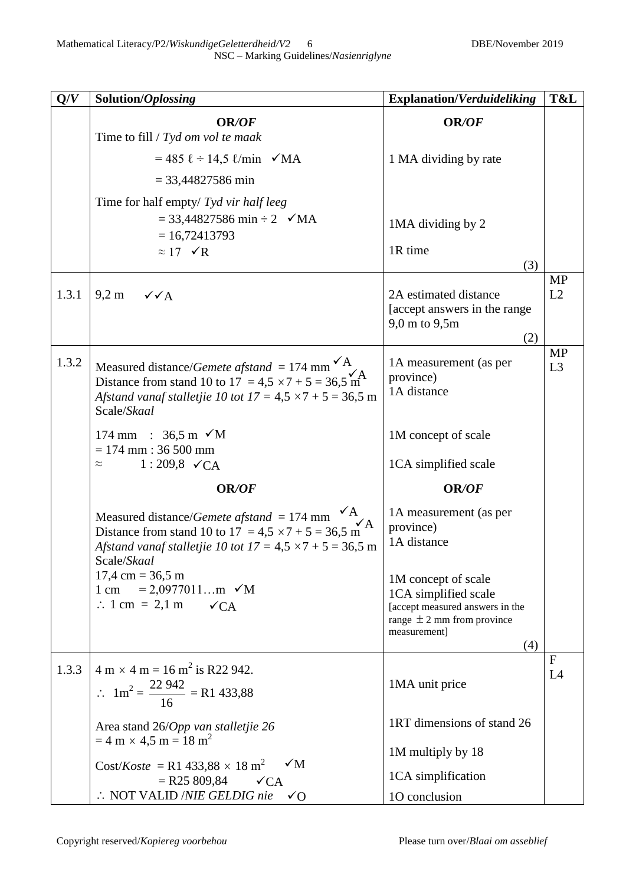| Q/*V* | Solution/*Oplossing* | Explanation/*Verduideliking* | T&L |
|---|---|---|---|
| | **OR/*OF***<br>Time to fill / *Tyd om vol te maak*<br>= 485 ℓ ÷ 14,5 ℓ/min ✓MA<br>= 33,44827586 min<br>Time for half empty/ *Tyd vir half leeg*<br>= 33,44827586 min ÷ 2 ✓MA<br>= 16,72413793<br>≈ 17 ✓R | **OR/*OF***<br>1 MA dividing by rate<br>1MA dividing by 2<br>1R time<br>(3) | |
| 1.3.1 | 9,2 m ✓✓A | 2A estimated distance<br>[accept answers in the range 9,0 m to 9,5m<br>(2) | MP<br>L2 |
| 1.3.2 | Measured distance/*Gemete afstand* = 174 mm ✓A<br>Distance from stand 10 to 17 = 4,5 × 7 + 5 = 36,5 m ✓A<br>*Afstand vanaf stalletjie 10 tot 17* = 4,5 × 7 + 5 = 36,5 m<br>Scale/*Skaal*<br>174 mm : 36,5 m ✓M<br>= 174 mm : 36 500 mm<br>≈ 1 : 209,8 ✓CA<br>**OR/*OF***<br>Measured distance/*Gemete afstand* = 174 mm ✓A<br>Distance from stand 10 to 17 = 4,5 × 7 + 5 = 36,5 m ✓A<br>*Afstand vanaf stalletjie 10 tot 17* = 4,5 × 7 + 5 = 36,5 m<br>Scale/*Skaal*<br>17,4 cm = 36,5 m<br>1 cm = 2,0977011…m ✓M<br>∴ 1 cm = 2,1 m ✓CA | 1A measurement (as per province)<br>1A distance<br>1M concept of scale<br>1CA simplified scale<br>**OR/*OF***<br>1A measurement (as per province)<br>1A distance<br>1M concept of scale<br>1CA simplified scale<br>[accept measured answers in the range ± 2 mm from province measurement]<br>(4) | MP<br>L3 |
| 1.3.3 | 4 m × 4 m = 16 m$^2$ is R22 942.<br>∴ $1\text{m}^2 = \frac{22\,942}{16}$ = R1 433,88<br>Area stand 26/*Opp van stalletjie 26*<br>= 4 m × 4,5 m = 18 m$^2$<br>Cost/*Koste* = R1 433,88 × 18 m$^2$ ✓M<br>= R25 809,84 ✓CA<br>∴ NOT VALID /*NIE GELDIG nie* ✓O | 1MA unit price<br>1RT dimensions of stand 26<br>1M multiply by 18<br>1CA simplification<br>1O conclusion | F<br>L4 |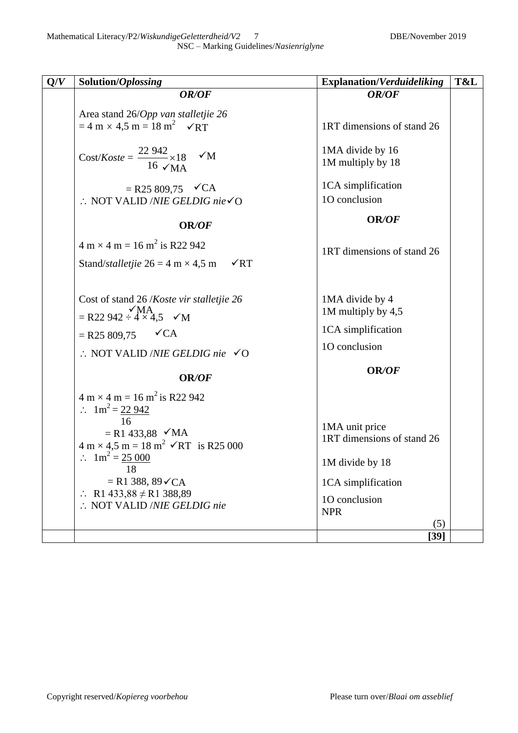| Q/V | Solution/*Oplossing* | Explanation/*Verduideliking* | T&L |
|---|---|---|---|
| | ***OR/OF*** | ***OR/OF*** | |
| | Area stand 26/*Opp van stalletjie 26* <br> $= 4 \text{ m} \times 4{,}5 \text{ m} = 18 \text{ m}^2$ ✓RT | 1RT dimensions of stand 26 | |
| | Cost/*Koste* = $\dfrac{22\ 942}{16} \times 18$ ✓MA ✓M | 1MA divide by 16 <br> 1M multiply by 18 | |
| | = R25 809,75 ✓CA <br> ∴ NOT VALID /*NIE GELDIG nie* ✓O | 1CA simplification <br> 1O conclusion | |
| | **OR/*OF*** | **OR/*OF*** | |
| | $4 \text{ m} \times 4 \text{ m} = 16 \text{ m}^2$ is R22 942 <br> Stand/*stalletjie* 26 = 4 m × 4,5 m ✓RT | 1RT dimensions of stand 26 | |
| | Cost of stand 26 /*Koste vir stalletjie 26* <br> = R22 942 ÷ 4 × 4,5 ✓MA ✓M <br> = R25 809,75 ✓CA <br> ∴ NOT VALID /*NIE GELDIG nie* ✓O | 1MA divide by 4 <br> 1M multiply by 4,5 <br> 1CA simplification <br> 1O conclusion | |
| | **OR/*OF*** | **OR/*OF*** | |
| | $4 \text{ m} \times 4 \text{ m} = 16 \text{ m}^2$ is R22 942 <br> ∴ $1\text{m}^2 = \dfrac{22\ 942}{16}$ <br> = R1 433,88 ✓MA <br> $4 \text{ m} \times 4{,}5 \text{ m} = 18 \text{ m}^2$ ✓RT is R25 000 <br> ∴ $1\text{m}^2 = \dfrac{25\ 000}{18}$ <br> = R1 388, 89 ✓CA <br> ∴ R1 433,88 ≠ R1 388,89 <br> ∴ NOT VALID /*NIE GELDIG nie* | 1MA unit price <br> 1RT dimensions of stand 26 <br> 1M divide by 18 <br> 1CA simplification <br> 1O conclusion <br> NPR <br> (5) | |
| | | **[39]** | |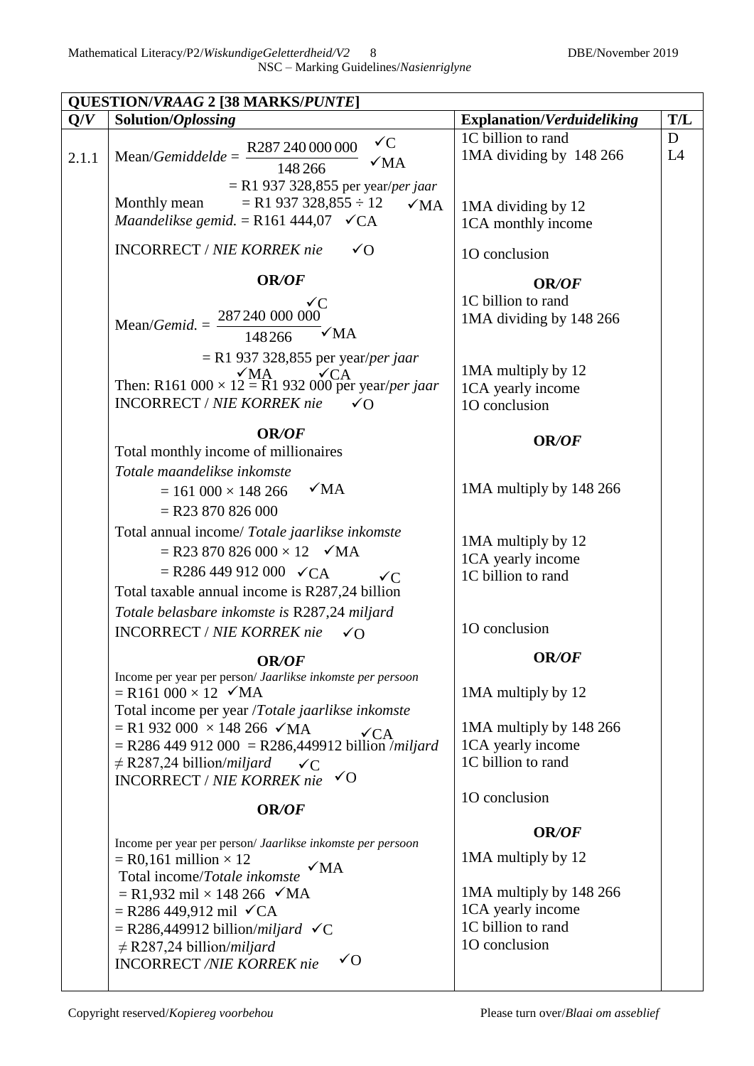| **QUESTION/*VRAAG* 2 [38 MARKS/*PUNTE*]** | | | |
|---|---|---|---|
| **Q/*V*** | **Solution/*Oplossing*** | **Explanation/*Verduideliking*** | **T/L** |
| 2.1.1 | Mean/*Gemiddelde* = $\frac{\text{R287 240 000 000}}{148\,266}$ ✓C ✓MA<br>= R1 937 328,855 per year/*per jaar*<br>Monthly mean = R1 937 328,855 ÷ 12 ✓MA<br>*Maandelikse gemid.* = R161 444,07 ✓CA<br>INCORRECT / *NIE KORREK nie* ✓O<br><br>**OR/*OF***<br><br>Mean/*Gemid.* = $\frac{287\,240\,000\,000}{148\,266}$ ✓C ✓MA<br>= R1 937 328,855 per year/*per jaar*<br>Then: R161 000 × 12 = R1 932 000 per year/*per jaar* ✓MA ✓CA<br>INCORRECT / *NIE KORREK nie* ✓O<br><br>**OR/*OF***<br><br>Total monthly income of millionaires<br>*Totale maandelikse inkomste*<br>= 161 000 × 148 266 ✓MA<br>= R23 870 826 000<br>Total annual income/ *Totale jaarlikse inkomste*<br>= R23 870 826 000 × 12 ✓MA<br>= R286 449 912 000 ✓CA ✓C<br>Total taxable annual income is R287,24 billion<br>*Totale belasbare inkomste is* R287,24 *miljard*<br>INCORRECT / *NIE KORREK nie* ✓O<br><br>**OR/*OF***<br><br>Income per year per person/ *Jaarlikse inkomste per persoon*<br>= R161 000 × 12 ✓MA<br>Total income per year /*Totale jaarlikse inkomste*<br>= R1 932 000 × 148 266 ✓MA<br>= R286 449 912 000 = R286,449912 billion /*miljard* ✓CA<br>≠ R287,24 billion/*miljard* ✓C<br>INCORRECT / *NIE KORREK nie* ✓O<br><br>**OR/*OF***<br><br>Income per year per person/ *Jaarlikse inkomste per persoon*<br>= R0,161 million × 12<br>Total income/*Totale inkomste* ✓MA<br>= R1,932 mil × 148 266 ✓MA<br>= R286 449,912 mil ✓CA<br>= R286,449912 billion/*miljard* ✓C<br>≠ R287,24 billion/*miljard*<br>INCORRECT */NIE KORREK nie* ✓O | 1C billion to rand<br>1MA dividing by 148 266<br><br>1MA dividing by 12<br>1CA monthly income<br><br>1O conclusion<br><br>**OR/*OF***<br><br>1C billion to rand<br>1MA dividing by 148 266<br><br>1MA multiply by 12<br>1CA yearly income<br>1O conclusion<br><br>**OR/*OF***<br><br>1MA multiply by 148 266<br><br>1MA multiply by 12<br>1CA yearly income<br>1C billion to rand<br><br>1O conclusion<br><br>**OR/*OF***<br><br>1MA multiply by 12<br><br>1MA multiply by 148 266<br>1CA yearly income<br>1C billion to rand<br><br>1O conclusion<br><br>**OR/*OF***<br><br>1MA multiply by 12<br><br>1MA multiply by 148 266<br>1CA yearly income<br>1C billion to rand<br>1O conclusion | D<br>L4 |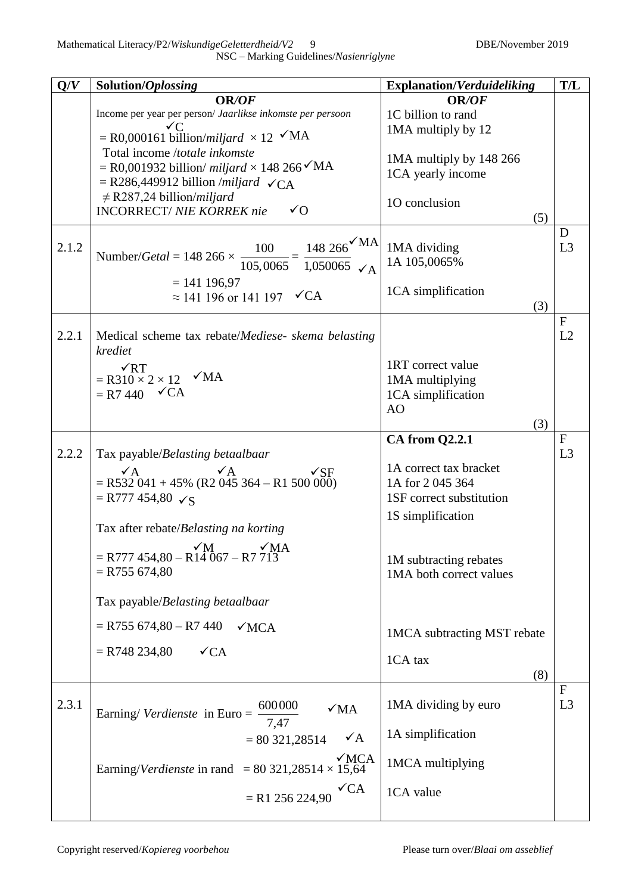| Q/*V* | Solution/*Oplossing* | Explanation/*Verduideliking* | T/L |
|---|---|---|---|
| | **OR/*OF***<br>Income per year per person/ *Jaarlikse inkomste per persoon*<br>= R0,000161 billion/*miljard* ✓C × 12 ✓MA<br>Total income /*totale inkomste*<br>= R0,001932 billion/ *miljard* × 148 266 ✓MA<br>= R286,449912 billion /*miljard* ✓CA<br>≠ R287,24 billion/*miljard*<br>INCORRECT/ *NIE KORREK nie* ✓O | **OR/*OF***<br>1C billion to rand<br>1MA multiply by 12<br>1MA multiply by 148 266<br>1CA yearly income<br>1O conclusion<br>(5) | |
| 2.1.2 | Number/*Getal* = $148\ 266 \times \frac{100}{105{,}0065} = \frac{148\ 266}{1{,}050065}$ ✓MA ✓A<br>= 141 196,97<br>≈ 141 196 or 141 197 ✓CA | 1MA dividing<br>1A 105,0065%<br>1CA simplification<br>(3) | D<br>L3 |
| 2.2.1 | Medical scheme tax rebate/*Mediese- skema belasting krediet*<br>= R310 ✓RT × 2 × 12 ✓MA<br>= R7 440 ✓CA | 1RT correct value<br>1MA multiplying<br>1CA simplification<br>AO<br>(3) | F<br>L2 |
| 2.2.2 | Tax payable/*Belasting betaalbaar*<br>= R532 041 ✓A + 45% (R2 045 364 ✓A – R1 500 000) ✓SF<br>= R777 454,80 ✓S<br>Tax after rebate/*Belasting na korting*<br>= R777 454,80 – R14 067 ✓M – R7 713 ✓MA<br>= R755 674,80<br>Tax payable/*Belasting betaalbaar*<br>= R755 674,80 – R7 440 ✓MCA<br>= R748 234,80 ✓CA | **CA from Q2.2.1**<br>1A correct tax bracket<br>1A for 2 045 364<br>1SF correct substitution<br>1S simplification<br>1M subtracting rebates<br>1MA both correct values<br>1MCA subtracting MST rebate<br>1CA tax<br>(8) | F<br>L3 |
| 2.3.1 | Earning/ *Verdienste* in Euro = $\frac{600\,000}{7{,}47}$ ✓MA<br>= 80 321,28514 ✓A<br>Earning/*Verdienste* in rand = 80 321,28514 × 15,64 ✓MCA<br>= R1 256 224,90 ✓CA | 1MA dividing by euro<br>1A simplification<br>1MCA multiplying<br>1CA value | F<br>L3 |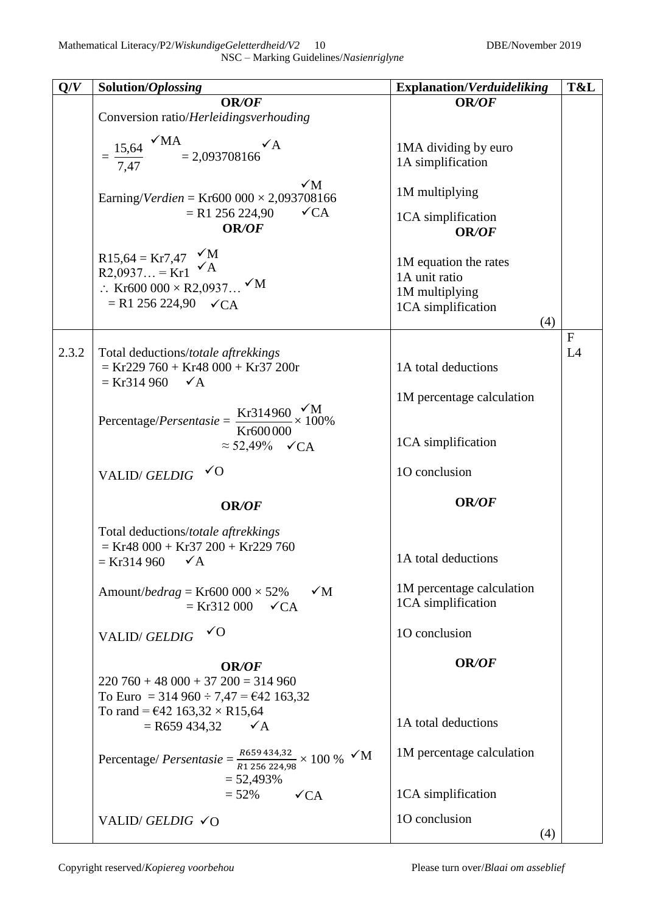| Q/*V* | Solution/*Oplossing* | Explanation/*Verduideliking* | T&L |
|---|---|---|---|
| | **OR/*OF*** <br> Conversion ratio/*Herleidingsverhouding* <br> $= \frac{15,64}{7,47}$ ✓MA $= 2,093708166$ ✓A <br> Earning/*Verdien* = Kr600 000 × 2,093708166 ✓M <br> = R1 256 224,90 ✓CA <br> **OR/*OF*** <br> R15,64 = Kr7,47 ✓M <br> R2,0937… = Kr1 ✓A <br> ∴ Kr600 000 × R2,0937… ✓M <br> = R1 256 224,90 ✓CA | **OR/*OF*** <br> 1MA dividing by euro <br> 1A simplification <br> 1M multiplying <br> 1CA simplification <br> **OR/*OF*** <br> 1M equation the rates <br> 1A unit ratio <br> 1M multiplying <br> 1CA simplification <br> (4) | |
| 2.3.2 | Total deductions/*totale aftrekkings* <br> = Kr229 760 + Kr48 000 + Kr37 200r <br> = Kr314 960 ✓A <br> Percentage/*Persentasie* = $\frac{\text{Kr}314960}{\text{Kr}600000} \times 100\%$ ✓M <br> ≈ 52,49% ✓CA <br> VALID/ *GELDIG* ✓O <br> **OR/*OF*** <br> Total deductions/*totale aftrekkings* <br> = Kr48 000 + Kr37 200 + Kr229 760 <br> = Kr314 960 ✓A <br> Amount/*bedrag* = Kr600 000 × 52% ✓M <br> = Kr312 000 ✓CA <br> VALID/ *GELDIG* ✓O <br> **OR/*OF*** <br> 220 760 + 48 000 + 37 200 = 314 960 <br> To Euro = 314 960 ÷ 7,47 = €42 163,32 <br> To rand = €42 163,32 × R15,64 <br> = R659 434,32 ✓A <br> Percentage/ *Persentasie* = $\frac{R659\,434,32}{R1\,256\,224,98} \times 100\ \%$ ✓M <br> = 52,493% <br> = 52% ✓CA <br> VALID/ *GELDIG* ✓O | 1A total deductions <br> 1M percentage calculation <br> 1CA simplification <br> 1O conclusion <br> **OR/*OF*** <br> 1A total deductions <br> 1M percentage calculation <br> 1CA simplification <br> 1O conclusion <br> **OR/*OF*** <br> 1A total deductions <br> 1M percentage calculation <br> 1CA simplification <br> 1O conclusion <br> (4) | F <br> L4 |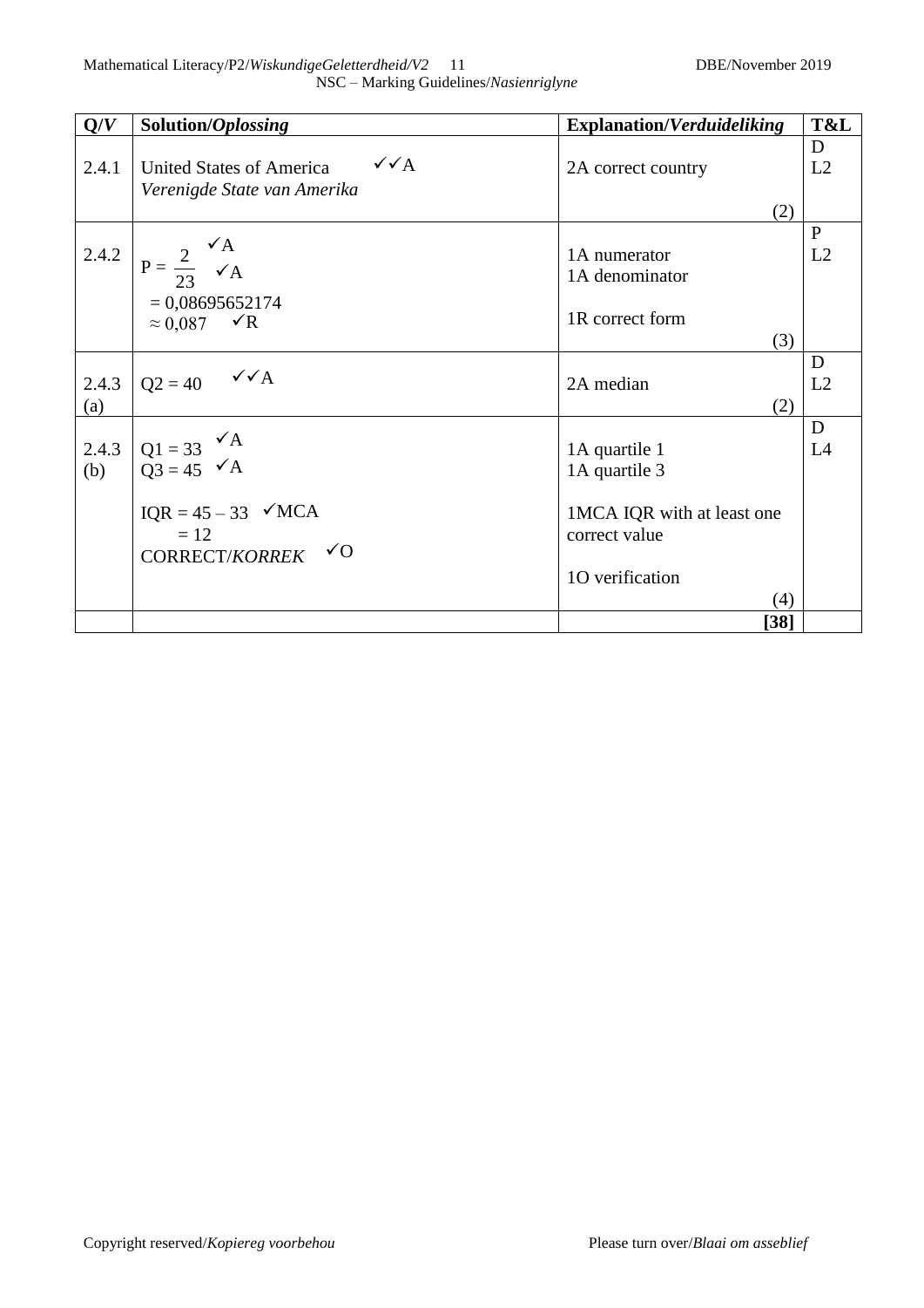| Q/*V* | Solution/*Oplossing* | Explanation/*Verduideliking* | T&L |
|---|---|---|---|
| 2.4.1 | United States of America ✓✓A<br>*Verenigde State van Amerika* | 2A correct country<br>(2) | D<br>L2 |
| 2.4.2 | $P = \frac{2}{23}$ ✓A ✓A<br>$= 0{,}08695652174$<br>$\approx 0{,}087$ ✓R | 1A numerator<br>1A denominator<br><br>1R correct form<br>(3) | P<br>L2 |
| 2.4.3 (a) | Q2 = 40 ✓✓A | 2A median<br>(2) | D<br>L2 |
| 2.4.3 (b) | Q1 = 33 ✓A<br>Q3 = 45 ✓A<br><br>IQR = 45 – 33 ✓MCA<br>= 12<br>CORRECT/*KORREK* ✓O | 1A quartile 1<br>1A quartile 3<br><br>1MCA IQR with at least one correct value<br><br>1O verification<br>(4) | D<br>L4 |
| | | **[38]** | |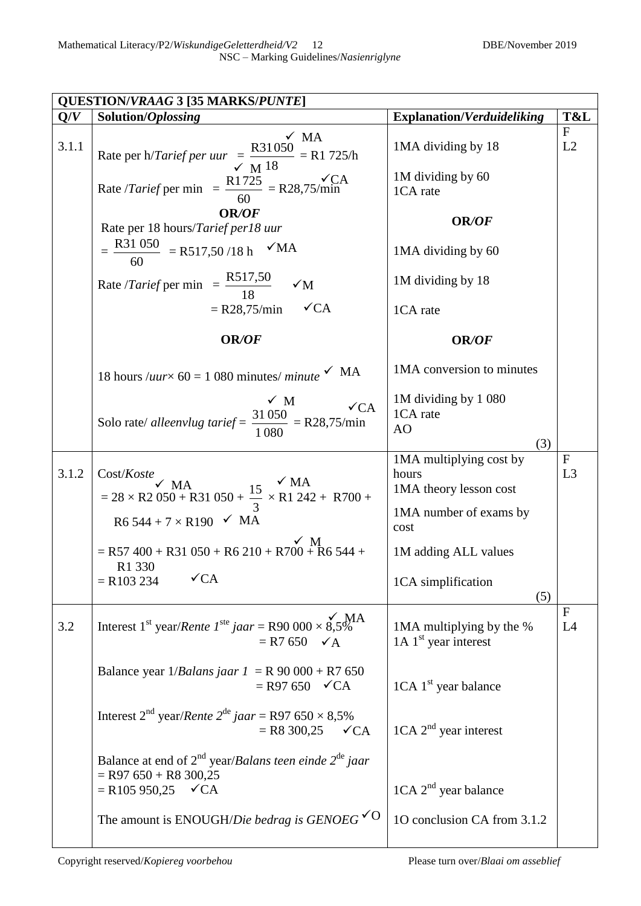| **QUESTION/*VRAAG* 3 [35 MARKS/*PUNTE*]** | | | |
|---|---|---|---|
| **Q/*V*** | **Solution/*Oplossing*** | **Explanation/*Verduideliking*** | **T&L** |
| 3.1.1 | Rate per h/*Tarief per uur* $= \frac{R31\,050}{18}$ ✓MA ✓M $= R1\,725/h$<br>Rate /*Tarief* per min $= \frac{R1\,725}{60} = R28{,}75/min$ ✓CA<br>**OR/*OF***<br>Rate per 18 hours/*Tarief per18 uur*<br>$= \frac{R31\,050}{60} = R517{,}50\,/18\,h$ ✓MA<br>Rate /*Tarief* per min $= \frac{R517{,}50}{18}$ ✓M<br>$= R28{,}75/min$ ✓CA<br>**OR/*OF***<br>18 hours /*uur*$\times 60 = 1\,080$ minutes/ *minute* ✓ MA<br>Solo rate/ *alleenvlug tarief* $= \frac{31\,050}{1\,080}$ ✓M $= R28{,}75/min$ ✓CA | 1MA dividing by 18<br>1M dividing by 60<br>1CA rate<br>**OR/*OF***<br>1MA dividing by 60<br>1M dividing by 18<br>1CA rate<br>**OR/*OF***<br>1MA conversion to minutes<br>1M dividing by 1 080<br>1CA rate<br>AO<br>(3) | F<br>L2 |
| 3.1.2 | Cost/*Koste*<br>$= 28 \times R2\,050$ ✓MA $+ R31\,050 + \frac{15}{3} \times R1\,242$ ✓MA $+ R700 +$<br>$R6\,544 + 7 \times R190$ ✓ MA<br>$= R57\,400 + R31\,050 + R6\,210 + R700 + R6\,544 +$ ✓ M<br>$R1\,330$<br>$= R103\,234$ ✓CA | 1MA multiplying cost by hours<br>1MA theory lesson cost<br>1MA number of exams by cost<br>1M adding ALL values<br>1CA simplification<br>(5) | F<br>L3 |
| 3.2 | Interest 1st year/*Rente 1ste jaar* $= R90\,000 \times 8{,}5\%$ ✓MA<br>$= R7\,650$ ✓A<br>Balance year 1/*Balans jaar 1* $= R\,90\,000 + R7\,650$<br>$= R97\,650$ ✓CA<br>Interest 2nd year/*Rente 2de jaar* $= R97\,650 \times 8{,}5\%$<br>$= R8\,300{,}25$ ✓CA<br>Balance at end of 2nd year/*Balans teen einde 2de jaar*<br>$= R97\,650 + R8\,300{,}25$<br>$= R105\,950{,}25$ ✓CA<br>The amount is ENOUGH/*Die bedrag is GENOEG* ✓O | 1MA multiplying by the %<br>1A 1st year interest<br>1CA 1st year balance<br>1CA 2nd year interest<br>1CA 2nd year balance<br>1O conclusion CA from 3.1.2 | F<br>L4 |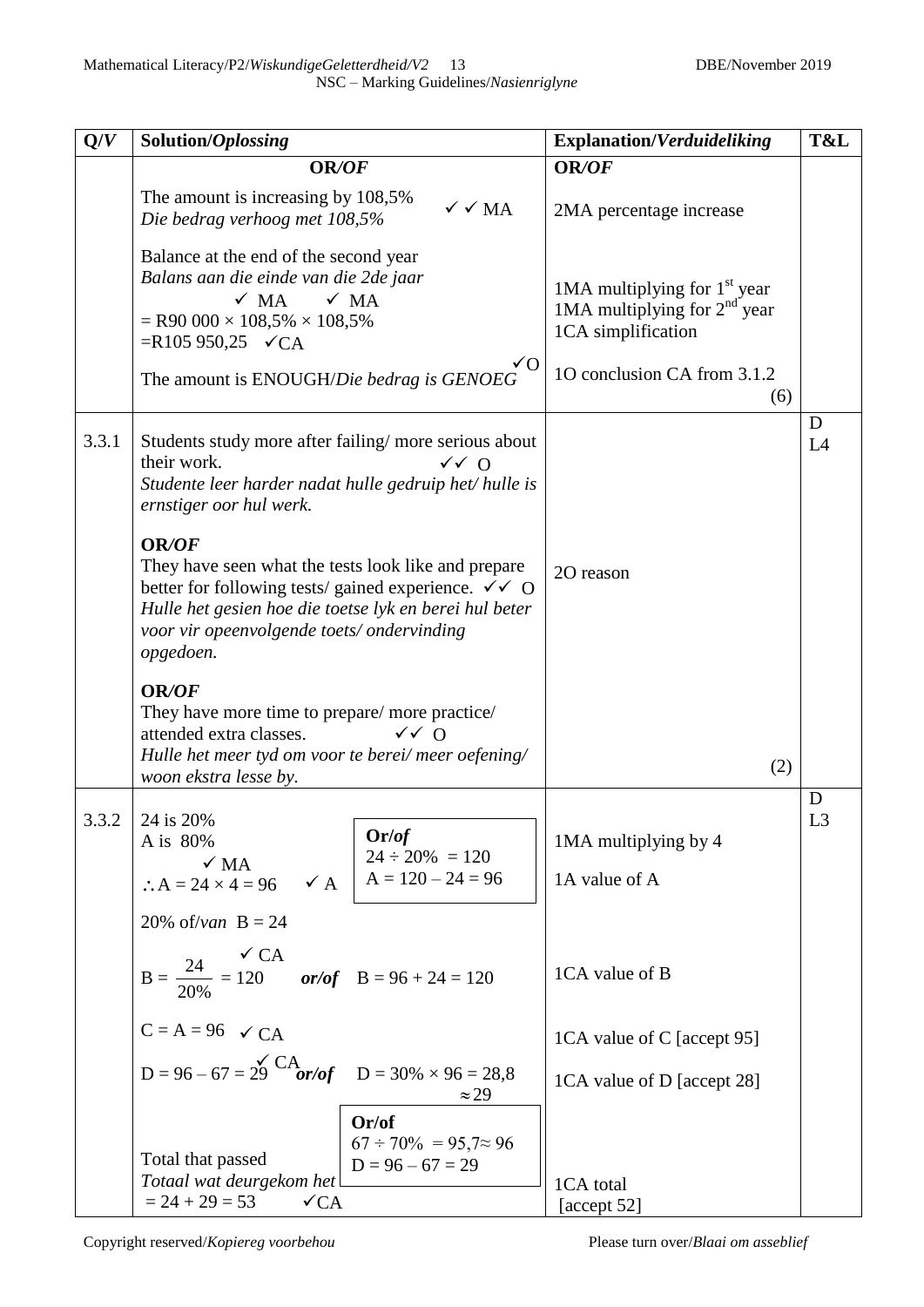| Q/V | Solution/*Oplossing* | Explanation/*Verduideliking* | T&L |
|---|---|---|---|
| | **OR/*OF*** <br> The amount is increasing by 108,5% ✓✓ MA <br> *Die bedrag verhoog met 108,5%* <br><br> Balance at the end of the second year <br> *Balans aan die einde van die 2de jaar* <br> ✓ MA ✓ MA <br> = R90 000 × 108,5% × 108,5% <br> =R105 950,25 ✓CA <br><br> The amount is ENOUGH/*Die bedrag is GENOEG* ✓O | **OR/*OF*** <br><br> 2MA percentage increase <br><br> 1MA multiplying for 1st year <br> 1MA multiplying for 2nd year <br> 1CA simplification <br><br> 1O conclusion CA from 3.1.2 <br> (6) | |
| 3.3.1 | Students study more after failing/ more serious about their work. ✓✓ O <br> *Studente leer harder nadat hulle gedruip het/ hulle is ernstiger oor hul werk.* <br><br> **OR/*OF*** <br> They have seen what the tests look like and prepare better for following tests/ gained experience. ✓✓ O <br> *Hulle het gesien hoe die toetse lyk en berei hul beter voor vir opeenvolgende toetse/ ondervinding opgedoen.* <br><br> **OR/*OF*** <br> They have more time to prepare/ more practice/ attended extra classes. ✓✓ O <br> *Hulle het meer tyd om voor te berei/ meer oefening/ woon ekstra lesse by.* | 2O reason <br><br> (2) | D <br> L4 |
| 3.3.2 | 24 is 20% <br> A is 80% <br> ✓ MA <br> $\therefore$ A = 24 × 4 = 96 ✓ A <br><br> **Or/*of*** <br> 24 ÷ 20% = 120 <br> A = 120 – 24 = 96 <br><br> 20% of/*van* B = 24 <br><br> $B = \frac{24}{20\%} = 120$ ✓ CA ***or/of*** B = 96 + 24 = 120 <br><br> C = A = 96 ✓ CA <br><br> D = 96 – 67 = 29 ✓ CA ***or/of*** D = 30% × 96 = 28,8 $\approx 29$ <br><br> **Or/of** <br> 67 ÷ 70% = 95,7 $\approx$ 96 <br> D = 96 – 67 = 29 <br><br> Total that passed <br> *Totaal wat deurgekom het* <br> = 24 + 29 = 53 ✓CA | 1MA multiplying by 4 <br><br> 1A value of A <br><br><br> 1CA value of B <br><br> 1CA value of C [accept 95] <br><br> 1CA value of D [accept 28] <br><br><br> 1CA total <br> [accept 52] | D <br> L3 |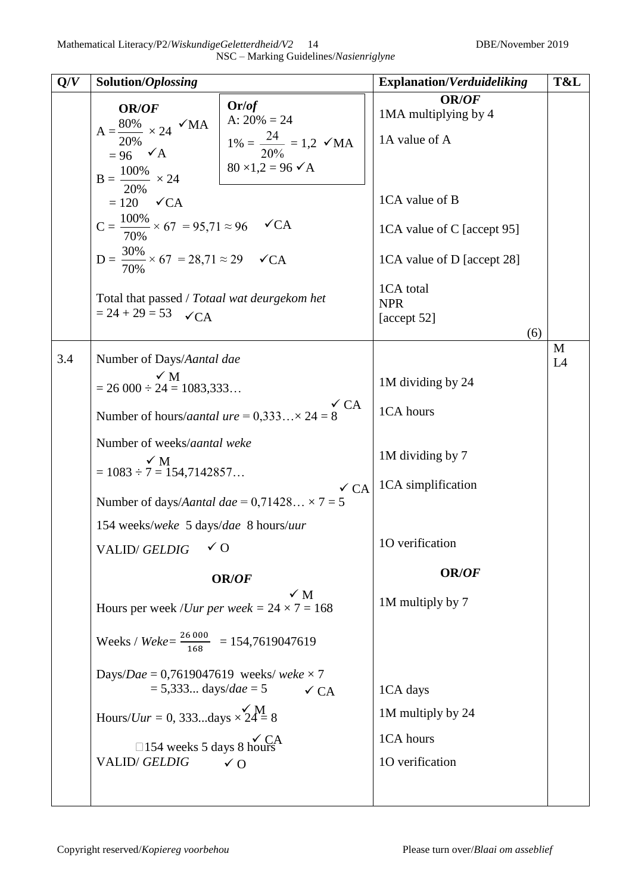| Q/*V* | Solution/*Oplossing* | Explanation/*Verduideliking* | T&L |
|---|---|---|---|
| | **OR/*OF*** <br> $A = \frac{80\%}{20\%} \times 24$ ✓MA <br> $= 96$ ✓A <br> **Or/*of*** <br> A: 20% = 24 <br> $1\% = \frac{24}{20\%} = 1{,}2$ ✓MA <br> $80 \times 1{,}2 = 96$ ✓A <br> $B = \frac{100\%}{20\%} \times 24$ <br> $= 120$ ✓CA <br> $C = \frac{100\%}{70\%} \times 67 = 95{,}71 \approx 96$ ✓CA <br> $D = \frac{30\%}{70\%} \times 67 = 28{,}71 \approx 29$ ✓CA <br> Total that passed / *Totaal wat deurgekom het* <br> $= 24 + 29 = 53$ ✓CA | **OR/*OF*** <br> 1MA multiplying by 4 <br> 1A value of A <br> 1CA value of B <br> 1CA value of C [accept 95] <br> 1CA value of D [accept 28] <br> 1CA total <br> NPR <br> [accept 52] <br> (6) | |
| 3.4 | Number of Days/*Aantal dae* <br> $= 26\,000 \div 24 = 1083{,}333\ldots$ ✓M <br> Number of hours/*aantal ure* $= 0{,}333\ldots \times 24 = 8$ ✓CA <br> Number of weeks/*aantal weke* <br> $= 1083 \div 7 = 154{,}7142857\ldots$ ✓M <br> Number of days/*Aantal dae* $= 0{,}71428\ldots \times 7 = 5$ ✓CA <br> 154 weeks/*weke* 5 days/*dae* 8 hours/*uur* <br> VALID/ *GELDIG* ✓O <br> **OR/*OF*** <br> Hours per week /*Uur per week* $= 24 \times 7 = 168$ ✓M <br> Weeks / *Weke* $= \frac{26\,000}{168} = 154{,}7619047619$ <br> Days/*Dae* = 0,7619047619 weeks/ *weke* × 7 <br> = 5,333... days/*dae* = 5 ✓CA <br> Hours/*Uur* = 0, 333...days × 24 = 8 ✓M <br> ∴154 weeks 5 days 8 hours ✓CA <br> VALID/ *GELDIG* ✓O | 1M dividing by 24 <br> 1CA hours <br> 1M dividing by 7 <br> 1CA simplification <br> 1O verification <br> **OR/*OF*** <br> 1M multiply by 7 <br> 1CA days <br> 1M multiply by 24 <br> 1CA hours <br> 1O verification | M <br> L4 |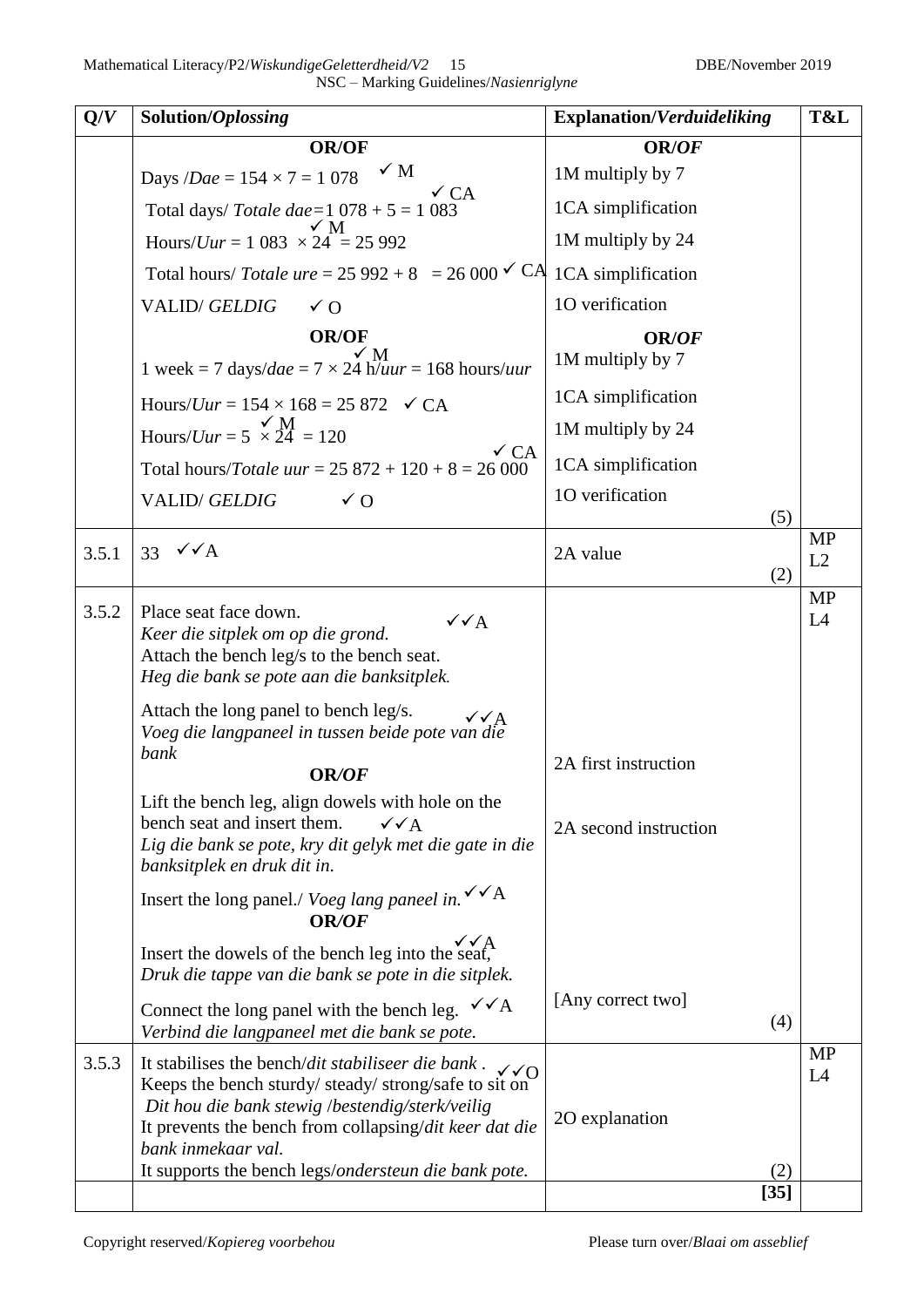| Q/*V* | Solution/*Oplossing* | Explanation/*Verduideliking* | T&L |
|---|---|---|---|
| | **OR/OF**<br>Days /*Dae* = 154 × 7 = 1 078 ✓M<br>Total days/ *Totale dae*=1 078 + 5 = 1 083 ✓CA<br>Hours/*Uur* = 1 083 × 24 = 25 992 ✓M<br>Total hours/ *Totale ure* = 25 992 + 8 = 26 000 ✓CA<br>VALID/ *GELDIG* ✓O<br>**OR/OF**<br>1 week = 7 days/*dae* = 7 × 24 h/*uur* = 168 hours/*uur* ✓M<br>Hours/*Uur* = 154 × 168 = 25 872 ✓CA<br>Hours/*Uur* = 5 × 24 = 120 ✓M<br>Total hours/*Totale uur* = 25 872 + 120 + 8 = 26 000 ✓CA<br>VALID/ *GELDIG* ✓O | **OR/*OF***<br>1M multiply by 7<br>1CA simplification<br>1M multiply by 24<br>1CA simplification<br>1O verification<br>**OR/*OF***<br>1M multiply by 7<br>1CA simplification<br>1M multiply by 24<br>1CA simplification<br>1O verification<br>(5) | |
| 3.5.1 | 33 ✓✓A | 2A value<br>(2) | MP<br>L2 |
| 3.5.2 | Place seat face down.<br>*Keer die sitplek om op die grond.* ✓✓A<br>Attach the bench leg/s to the bench seat.<br>*Heg die bank se pote aan die banksitplek.*<br>Attach the long panel to bench leg/s. ✓✓A<br>*Voeg die langpaneel in tussen beide pote van die bank*<br>**OR/*OF***<br>Lift the bench leg, align dowels with hole on the bench seat and insert them. ✓✓A<br>*Lig die bank se pote, kry dit gelyk met die gate in die banksitplek en druk dit in.*<br>Insert the long panel./ *Voeg lang paneel in.* ✓✓A<br>**OR/*OF***<br>Insert the dowels of the bench leg into the seat, ✓✓A<br>*Druk die tappe van die bank se pote in die sitplek.*<br>Connect the long panel with the bench leg. ✓✓A<br>*Verbind die langpaneel met die bank se pote.* | 2A first instruction<br>2A second instruction<br>[Any correct two]<br>(4) | MP<br>L4 |
| 3.5.3 | It stabilises the bench/*dit stabiliseer die bank .* ✓✓O<br>Keeps the bench sturdy/ steady/ strong/safe to sit on<br>*Dit hou die bank stewig /bestendig/sterk/veilig*<br>It prevents the bench from collapsing/*dit keer dat die bank inmekaar val.*<br>It supports the bench legs/*ondersteun die bank pote.* | 2O explanation<br>(2) | MP<br>L4 |
| | | **[35]** | |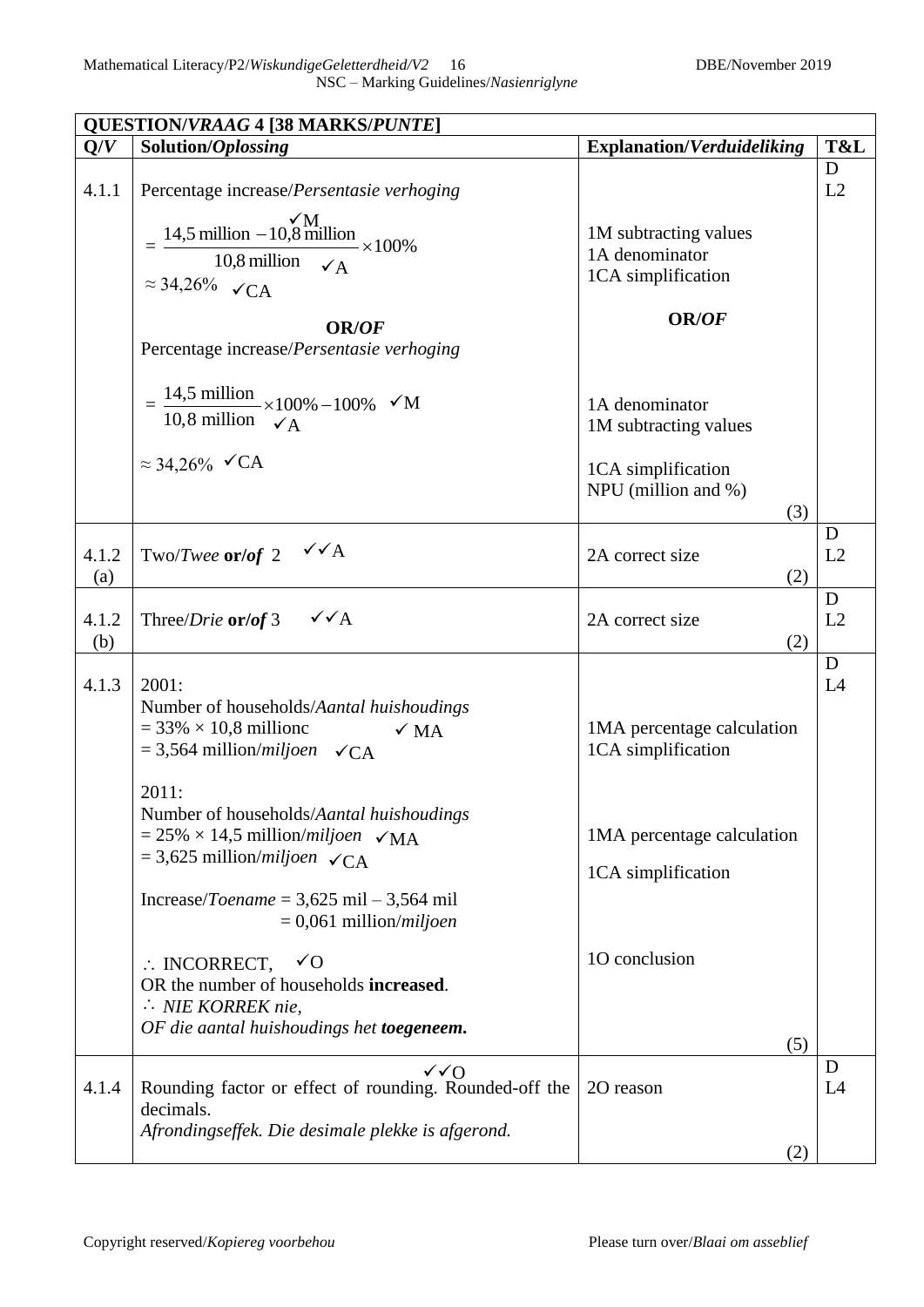| QUESTION/*VRAAG* 4 [38 MARKS/*PUNTE*] | | | |
|---|---|---|---|
| **Q/*V*** | **Solution/*Oplossing*** | **Explanation/*Verduideliking*** | **T&L** |
| 4.1.1 | Percentage increase/*Persentasie verhoging*<br>$= \frac{14{,}5 \text{ million} - 10{,}8 \text{ million}}{10{,}8 \text{ million}} \times 100\%$ ✓M ✓A<br>$\approx 34{,}26\%$ ✓CA<br><br>**OR/*OF***<br>Percentage increase/*Persentasie verhoging*<br>$= \frac{14{,}5 \text{ million}}{10{,}8 \text{ million}} \times 100\% - 100\%$ ✓M ✓A<br>$\approx 34{,}26\%$ ✓CA | 1M subtracting values<br>1A denominator<br>1CA simplification<br><br>**OR/*OF***<br><br>1A denominator<br>1M subtracting values<br><br>1CA simplification<br>NPU (million and %)<br>(3) | D<br>L2 |
| 4.1.2 (a) | Two/*Twee* **or/*of*** 2 ✓✓A | 2A correct size<br>(2) | D<br>L2 |
| 4.1.2 (b) | Three/*Drie* **or/*of*** 3 ✓✓A | 2A correct size<br>(2) | D<br>L2 |
| 4.1.3 | 2001:<br>Number of households/*Aantal huishoudings*<br>$= 33\% \times 10{,}8$ millionc ✓MA<br>$= 3{,}564$ million/*miljoen* ✓CA<br><br>2011:<br>Number of households/*Aantal huishoudings*<br>$= 25\% \times 14{,}5$ million/*miljoen* ✓MA<br>$= 3{,}625$ million/*miljoen* ✓CA<br><br>Increase/*Toename* = 3,625 mil – 3,564 mil<br>= 0,061 million/*miljoen*<br><br>∴ INCORRECT, ✓O<br>OR the number of households **increased**.<br>∴ *NIE KORREK nie,*<br>*OF die aantal huishoudings het* ***toegeneem.*** | 1MA percentage calculation<br>1CA simplification<br><br>1MA percentage calculation<br>1CA simplification<br><br>1O conclusion<br>(5) | D<br>L4 |
| 4.1.4 | Rounding factor or effect of rounding. Rounded-off the decimals. ✓✓O<br>*Afrondingseffek. Die desimale plekke is afgerond.* | 2O reason<br>(2) | D<br>L4 |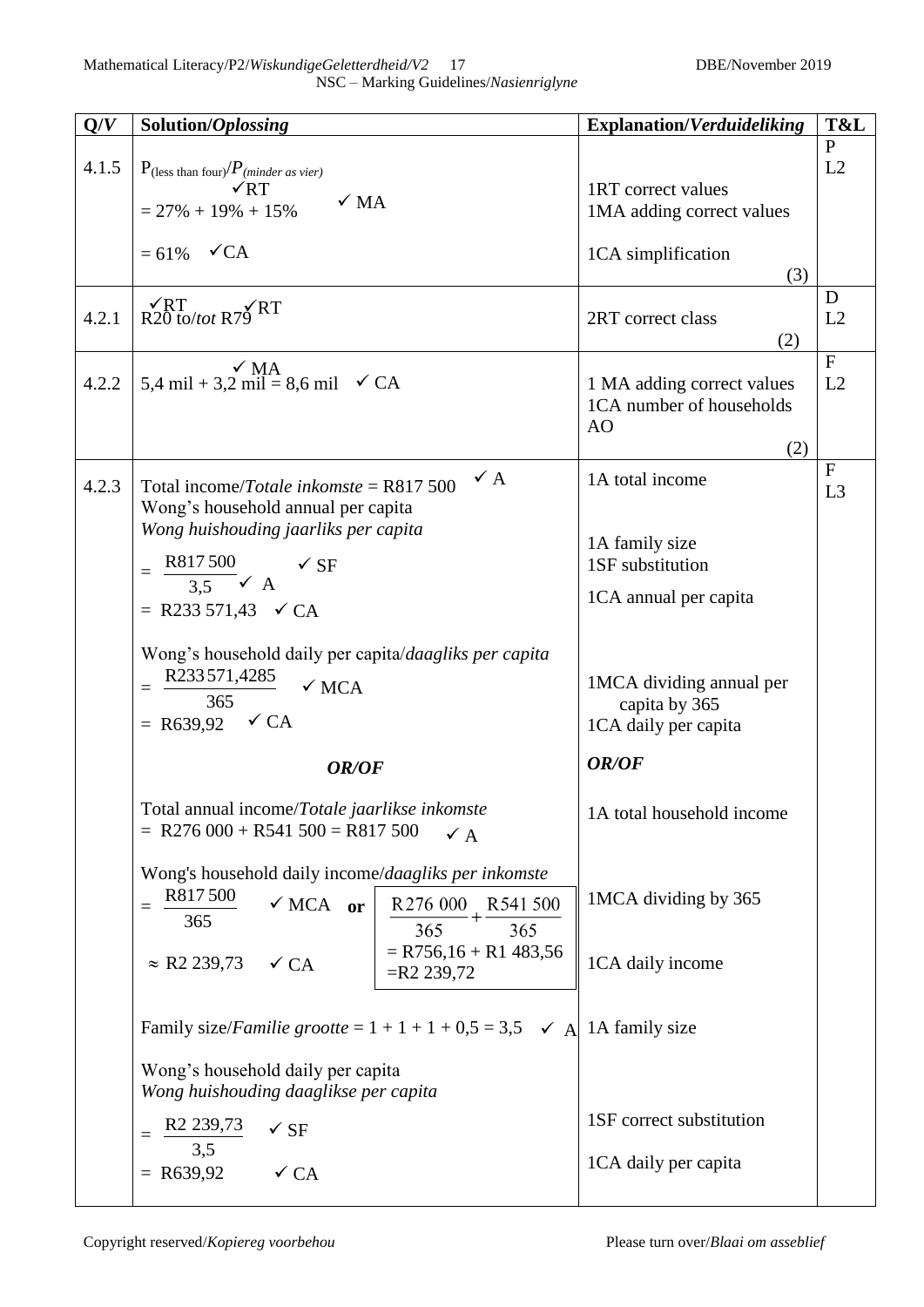| Q/V | Solution/*Oplossing* | Explanation/*Verduideliking* | T&L |
|---|---|---|---|
| 4.1.5 | P(less than four)/*P(minder as vier)*<br>= 27% + 19% + 15% ✓RT ✓MA<br>= 61% ✓CA | 1RT correct values<br>1MA adding correct values<br>1CA simplification<br>(3) | P<br>L2 |
| 4.2.1 | ✓RT R20 to/*tot* R79 ✓RT | 2RT correct class<br>(2) | D<br>L2 |
| 4.2.2 | ✓MA<br>5,4 mil + 3,2 mil = 8,6 mil ✓CA | 1 MA adding correct values<br>1CA number of households AO<br>(2) | F<br>L2 |
| 4.2.3 | Total income/*Totale inkomste* = R817 500 ✓A<br>Wong's household annual per capita<br>*Wong huishouding jaarliks per capita*<br>$= \frac{\text{R}817\,500}{3{,}5}$ ✓SF ✓A<br>= R233 571,43 ✓CA<br><br>Wong's household daily per capita/*daagliks per capita*<br>$= \frac{\text{R}233\,571{,}4285}{365}$ ✓MCA<br>= R639,92 ✓CA<br><br>***OR/OF***<br><br>Total annual income/*Totale jaarlikse inkomste*<br>= R276 000 + R541 500 = R817 500 ✓A<br><br>Wong's household daily income/*daagliks per inkomste*<br>$= \frac{\text{R}817\,500}{365}$ ✓MCA **or** $\frac{\text{R}276\,000}{365} + \frac{\text{R}541\,500}{365}$ = R756,16 + R1 483,56 =R2 239,72<br>≈ R2 239,73 ✓CA<br><br>Family size/*Familie grootte* = 1 + 1 + 1 + 0,5 = 3,5 ✓A<br><br>Wong's household daily per capita<br>*Wong huishouding daaglikse per capita*<br>$= \frac{\text{R}2\,239{,}73}{3{,}5}$ ✓SF<br>= R639,92 ✓CA | 1A total income<br><br>1A family size<br>1SF substitution<br>1CA annual per capita<br><br>1MCA dividing annual per capita by 365<br>1CA daily per capita<br><br>***OR/OF***<br><br>1A total household income<br><br>1MCA dividing by 365<br><br>1CA daily income<br><br>1A family size<br><br>1SF correct substitution<br><br>1CA daily per capita | F<br>L3 |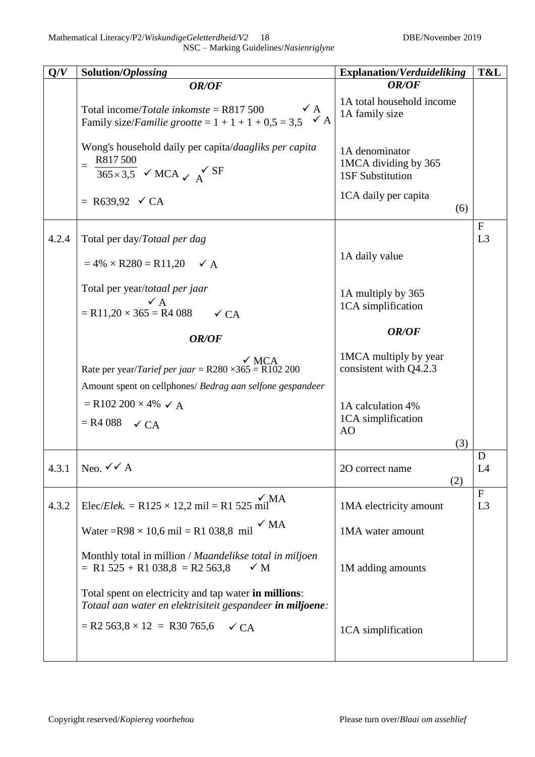| Q/*V* | Solution/*Oplossing* | Explanation/*Verduideliking* | T&L |
|---|---|---|---|
| | ***OR/OF***<br><br>Total income/*Totale inkomste* = R817 500 ✓ A<br>Family size/*Familie grootte* = 1 + 1 + 1 + 0,5 = 3,5 ✓ A<br><br>Wong's household daily per capita/*daagliks per capita*<br>$= \frac{R817\,500}{365 \times 3,5}$ ✓ MCA ✓ A ✓ SF<br><br>= R639,92 ✓ CA | ***OR/OF***<br><br>1A total household income<br>1A family size<br><br>1A denominator<br>1MCA dividing by 365<br>1SF Substitution<br><br>1CA daily per capita<br>(6) | |
| 4.2.4 | Total per day/*Totaal per dag*<br><br>= 4% × R280 = R11,20 ✓ A<br><br>Total per year/*totaal per jaar*<br>= R11,20 × 365 = R4 088 ✓ A ✓ CA<br><br>***OR/OF***<br><br>Rate per year/*Tarief per jaar* = R280 ×365 = R102 200 ✓ MCA<br>Amount spent on cellphones/ *Bedrag aan selfone gespandeer*<br>= R102 200 × 4% ✓ A<br>= R4 088 ✓ CA | 1A daily value<br><br>1A multiply by 365<br>1CA simplification<br><br>***OR/OF***<br><br>1MCA multiply by year consistent with Q4.2.3<br><br>1A calculation 4%<br>1CA simplification<br>AO<br>(3) | F<br>L3 |
| 4.3.1 | Neo. ✓✓ A | 2O correct name<br>(2) | D<br>L4 |
| 4.3.2 | Elec/*Elek.* = R125 × 12,2 mil = R1 525 mil ✓ MA<br><br>Water =R98 × 10,6 mil = R1 038,8 mil ✓ MA<br><br>Monthly total in million / *Maandelikse total in miljoen*<br>= R1 525 + R1 038,8 = R2 563,8 ✓ M<br><br>Total spent on electricity and tap water **in millions**:<br>*Totaal aan water en elektrisiteit gespandeer* ***in miljoene:***<br>= R2 563,8 × 12 = R30 765,6 ✓ CA | 1MA electricity amount<br><br>1MA water amount<br><br>1M adding amounts<br><br>1CA simplification | F<br>L3 |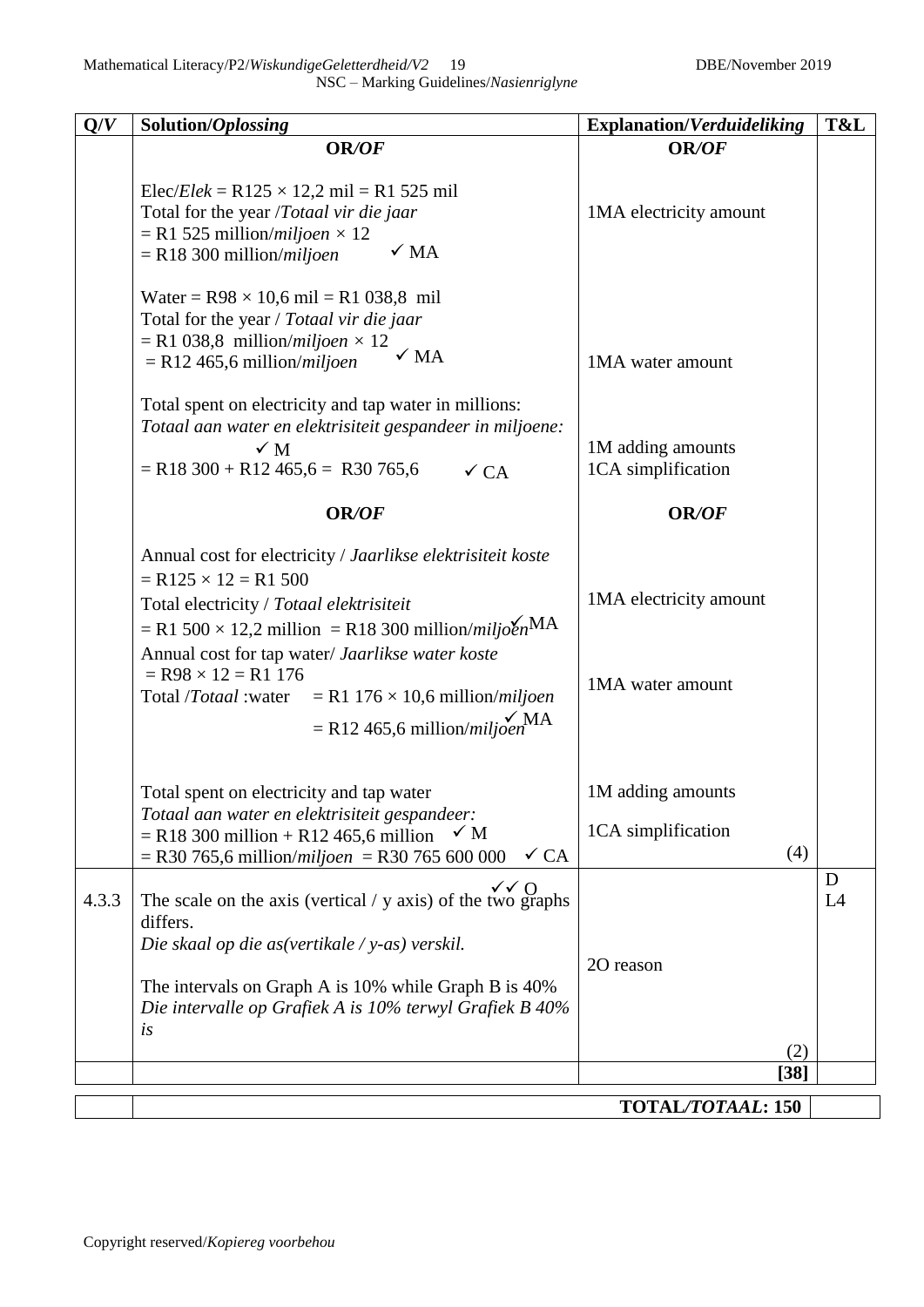| Q/V | Solution/*Oplossing* | Explanation/*Verduideliking* | T&L |
|---|---|---|---|
| | **OR/*OF*** | **OR/*OF*** | |
| | Elec/*Elek* = R125 × 12,2 mil = R1 525 mil<br>Total for the year /*Totaal vir die jaar*<br>= R1 525 million/*miljoen* × 12<br>= R18 300 million/*miljoen* ✓ MA | 1MA electricity amount | |
| | Water = R98 × 10,6 mil = R1 038,8 mil<br>Total for the year / *Totaal vir die jaar*<br>= R1 038,8 million/*miljoen* × 12<br>= R12 465,6 million/*miljoen* ✓ MA | 1MA water amount | |
| | Total spent on electricity and tap water in millions:<br>*Totaal aan water en elektrisiteit gespandeer in miljoene:*<br>✓ M<br>= R18 300 + R12 465,6 = R30 765,6 ✓ CA | 1M adding amounts<br>1CA simplification | |
| | **OR/*OF*** | **OR/*OF*** | |
| | Annual cost for electricity / *Jaarlikse elektrisiteit koste*<br>= R125 × 12 = R1 500<br>Total electricity / *Totaal elektrisiteit*<br>= R1 500 × 12,2 million = R18 300 million/*miljoen* ✓MA<br>Annual cost for tap water/ *Jaarlikse water koste*<br>= R98 × 12 = R1 176<br>Total /*Totaal* :water = R1 176 × 10,6 million/*miljoen*<br>= R12 465,6 million/*miljoen* ✓MA | 1MA electricity amount<br><br>1MA water amount | |
| | Total spent on electricity and tap water<br>*Totaal aan water en elektrisiteit gespandeer:*<br>= R18 300 million + R12 465,6 million ✓ M<br>= R30 765,6 million/*miljoen* = R30 765 600 000 ✓ CA | 1M adding amounts<br>1CA simplification<br>(4) | |
| 4.3.3 | The scale on the axis (vertical / y axis) of the two graphs differs. ✓✓ O<br>*Die skaal op die as(vertikale / y-as) verskil.*<br><br>The intervals on Graph A is 10% while Graph B is 40%<br>*Die intervalle op Grafiek A is 10% terwyl Grafiek B 40% is* | 2O reason<br><br>(2) | D<br>L4 |
| | | **[38]** | |

| | | |
|---|---|---|
| | **TOTAL/*TOTAAL*: 150** | |